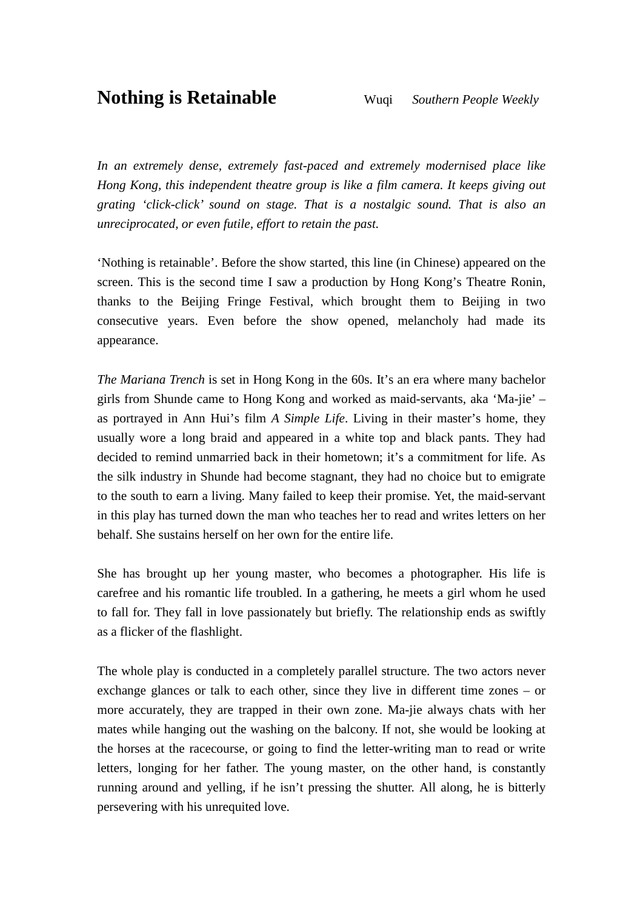# Nothing is Retainable

Wuqi *Southern People Weekly*

*In an extremely dense, extremely fast-paced and extremely modernised place like Hong Kong, this independent theatre group is like a film camera. It keeps giving out grating 'click-click' sound on stage. That is a nostalgic sound. That is also an unreciprocated, or even futile, effort to retain the past.*

'Nothing is retainable'. Before the show started, this line (in Chinese) appeared on the screen. This is the second time I saw a production by Hong Kong's Theatre Ronin, thanks to the Beijing Fringe Festival, which brought them to Beijing in two consecutive years. Even before the show opened, melancholy had made its appearance.

*The Mariana Trench* is set in Hong Kong in the 60s. It's an era where many bachelor girls from Shunde came to Hong Kong and worked as maid-servants, aka 'Ma-jie' – as portrayed in Ann Hui's film *A Simple Life*. Living in their master's home, they usually wore a long braid and appeared in a white top and black pants. They had decided to remind unmarried back in their hometown; it's a commitment for life. As the silk industry in Shunde had become stagnant, they had no choice but to emigrate to the south to earn a living. Many failed to keep their promise. Yet, the maid-servant in this play has turned down the man who teaches her to read and writes letters on her behalf. She sustains herself on her own for the entire life.

She has brought up her young master, who becomes a photographer. His life is carefree and his romantic life troubled. In a gathering, he meets a girl whom he used to fall for. They fall in love passionately but briefly. The relationship ends as swiftly as a flicker of the flashlight.

The whole play is conducted in a completely parallel structure. The two actors never exchange glances or talk to each other, since they live in different time zones – or more accurately, they are trapped in their own zone. Ma-jie always chats with her mates while hanging out the washing on the balcony. If not, she would be looking at the horses at the racecourse, or going to find the letter-writing man to read or write letters, longing for her father. The young master, on the other hand, is constantly running around and yelling, if he isn't pressing the shutter. All along, he is bitterly persevering with his unrequited love.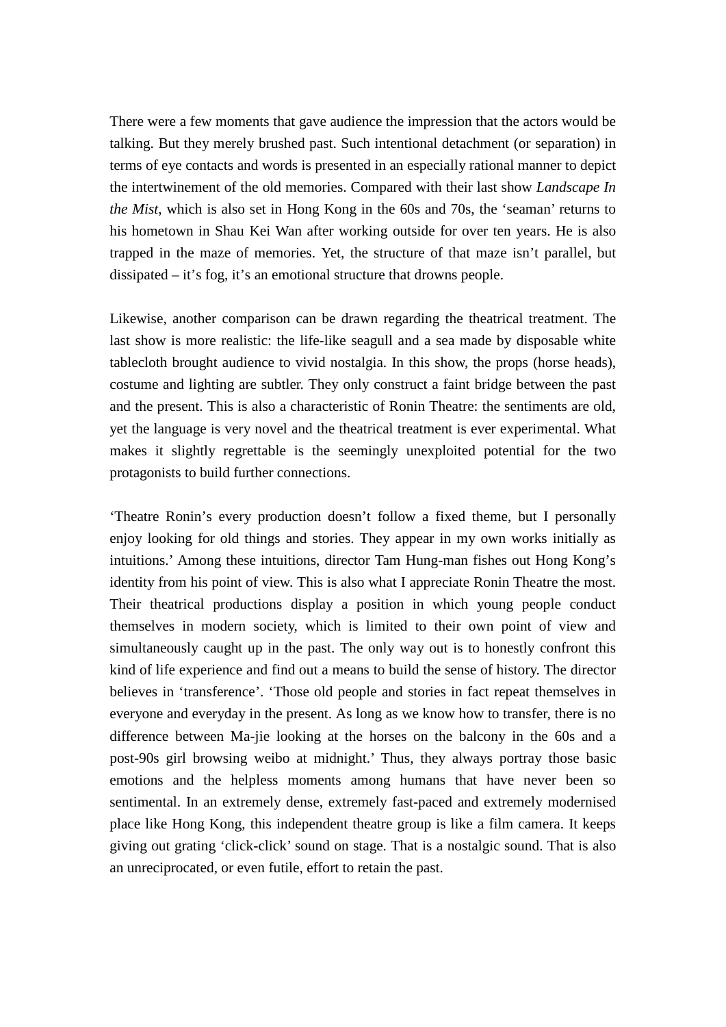There were a few moments that gave audience the impression that the actors would be talking. But they merely brushed past. Such intentional detachment (or separation) in terms of eye contacts and words is presented in an especially rational manner to depict the intertwinement of the old memories. Compared with their last show *Landscape In the Mist*, which is also set in Hong Kong in the 60s and 70s, the 'seaman' returns to his hometown in Shau Kei Wan after working outside for over ten years. He is also trapped in the maze of memories. Yet, the structure of that maze isn't parallel, but dissipated – it's fog, it's an emotional structure that drowns people.

Likewise, another comparison can be drawn regarding the theatrical treatment. The last show is more realistic: the life-like seagull and a sea made by disposable white tablecloth brought audience to vivid nostalgia. In this show, the props (horse heads), costume and lighting are subtler. They only construct a faint bridge between the past and the present. This is also a characteristic of Ronin Theatre: the sentiments are old, yet the language is very novel and the theatrical treatment is ever experimental. What makes it slightly regrettable is the seemingly unexploited potential for the two protagonists to build further connections.

'Theatre Ronin's every production doesn't follow a fixed theme, but I personally enjoy looking for old things and stories. They appear in my own works initially as intuitions.' Among these intuitions, director Tam Hung-man fishes out Hong Kong's identity from his point of view. This is also what I appreciate Ronin Theatre the most. Their theatrical productions display a position in which young people conduct themselves in modern society, which is limited to their own point of view and simultaneously caught up in the past. The only way out is to honestly confront this kind of life experience and find out a means to build the sense of history. The director believes in 'transference'. 'Those old people and stories in fact repeat themselves in everyone and everyday in the present. As long as we know how to transfer, there is no difference between Ma-jie looking at the horses on the balcony in the 60s and a post-90s girl browsing weibo at midnight.' Thus, they always portray those basic emotions and the helpless moments among humans that have never been so sentimental. In an extremely dense, extremely fast-paced and extremely modernised place like Hong Kong, this independent theatre group is like a film camera. It keeps giving out grating 'click-click' sound on stage. That is a nostalgic sound. That is also an unreciprocated, or even futile, effort to retain the past.